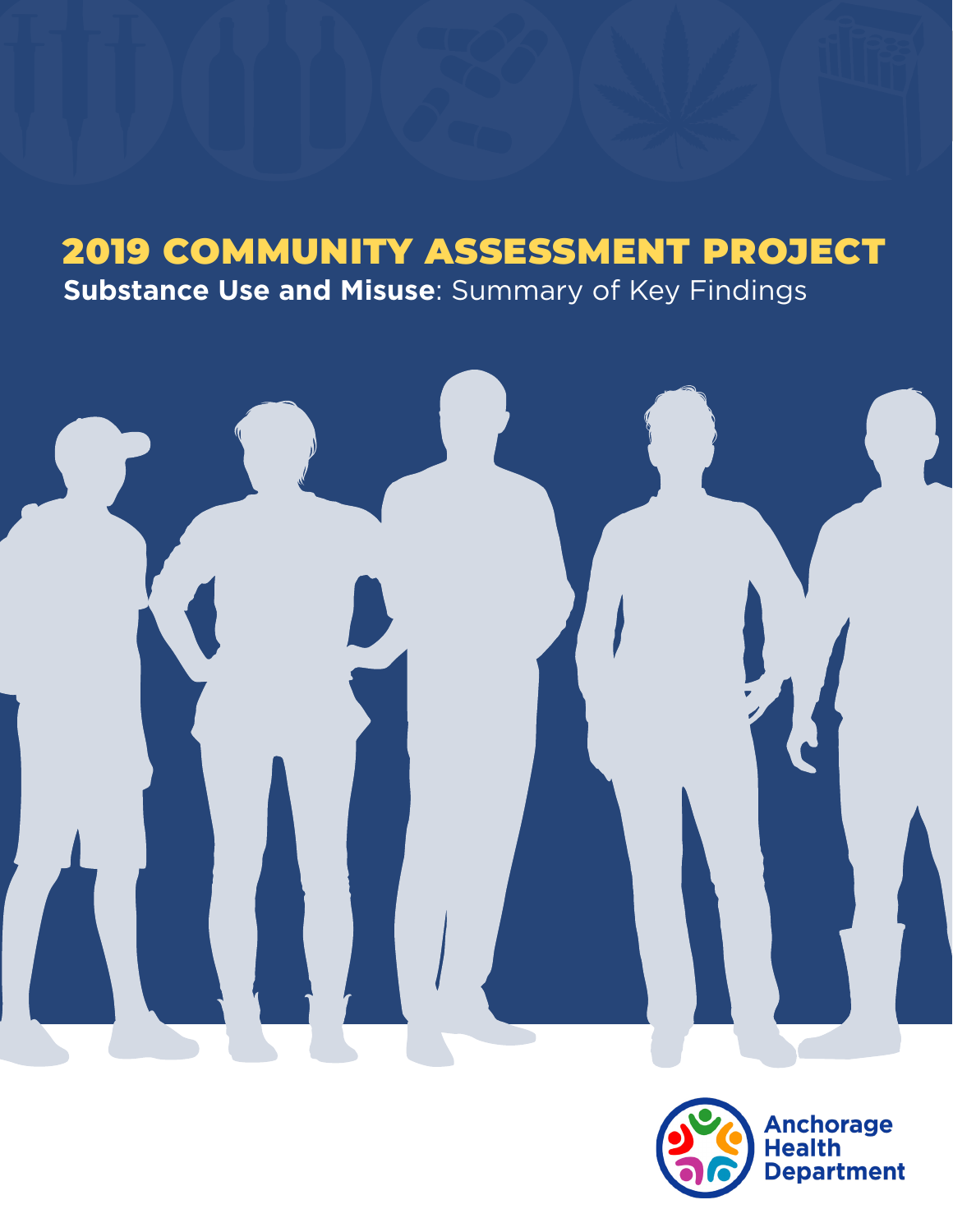# 2019 COMMUNITY ASSESSMENT PROJECT

**Substance Use and Misuse**: Summary of Key Findings

Anchorage Health Department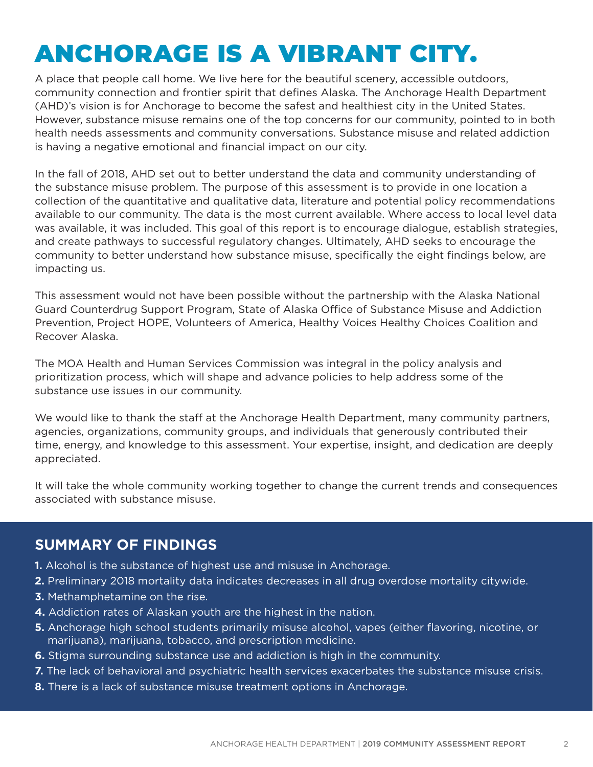# ANCHORAGE IS A VIBRANT CITY.

A place that people call home. We live here for the beautiful scenery, accessible outdoors, community connection and frontier spirit that defines Alaska. The Anchorage Health Department (AHD)'s vision is for Anchorage to become the safest and healthiest city in the United States. However, substance misuse remains one of the top concerns for our community, pointed to in both health needs assessments and community conversations. Substance misuse and related addiction is having a negative emotional and financial impact on our city.

In the fall of 2018, AHD set out to better understand the data and community understanding of the substance misuse problem. The purpose of this assessment is to provide in one location a collection of the quantitative and qualitative data, literature and potential policy recommendations available to our community. The data is the most current available. Where access to local level data was available, it was included. This goal of this report is to encourage dialogue, establish strategies, and create pathways to successful regulatory changes. Ultimately, AHD seeks to encourage the community to better understand how substance misuse, specifically the eight findings below, are impacting us.

This assessment would not have been possible without the partnership with the Alaska National Guard Counterdrug Support Program, State of Alaska Office of Substance Misuse and Addiction Prevention, Project HOPE, Volunteers of America, Healthy Voices Healthy Choices Coalition and Recover Alaska.

The MOA Health and Human Services Commission was integral in the policy analysis and prioritization process, which will shape and advance policies to help address some of the substance use issues in our community.

We would like to thank the staff at the Anchorage Health Department, many community partners, agencies, organizations, community groups, and individuals that generously contributed their time, energy, and knowledge to this assessment. Your expertise, insight, and dedication are deeply appreciated.

It will take the whole community working together to change the current trends and consequences associated with substance misuse.

## SUMMARY OF FINDINGS

1. Alcohol is the substance of highest use and misuse in Anchorage.
2. Preliminary 2018 mortality data indicates decreases in all drug overdose mortality citywide.
3. Methamphetamine on the rise.
4. Addiction rates of Alaskan youth are the highest in the nation.
5. Anchorage high school students primarily misuse alcohol, vapes (either flavoring, nicotine, or marijuana), marijuana, tobacco, and prescription medicine.
6. Stigma surrounding substance use and addiction is high in the community.
7. The lack of behavioral and psychiatric health services exacerbates the substance misuse crisis.
8. There is a lack of substance misuse treatment options in Anchorage.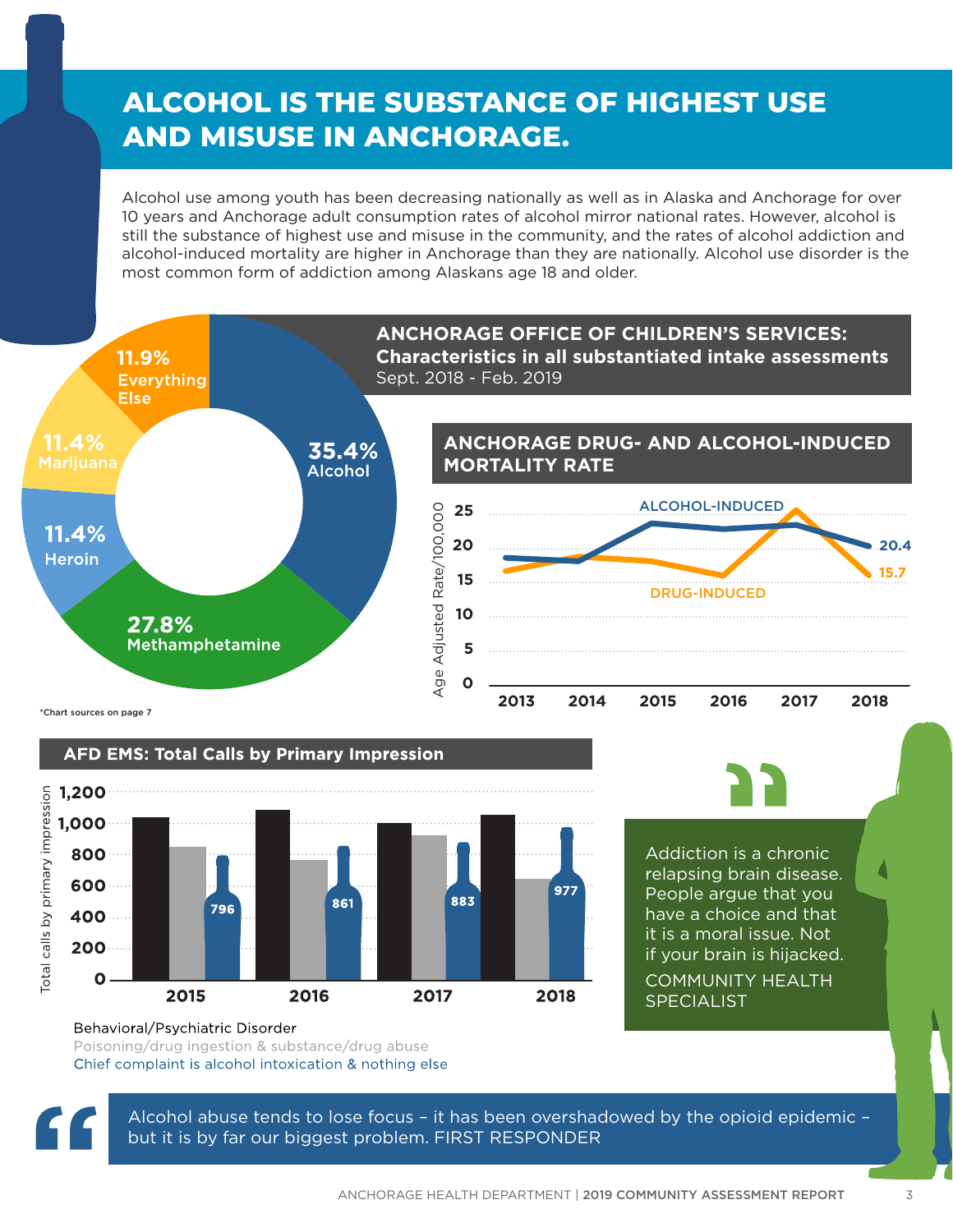# ALCOHOL IS THE SUBSTANCE OF HIGHEST USE AND MISUSE IN ANCHORAGE.

Alcohol use among youth has been decreasing nationally as well as in Alaska and Anchorage for over 10 years and Anchorage adult consumption rates of alcohol mirror national rates. However, alcohol is still the substance of highest use and misuse in the community, and the rates of alcohol addiction and alcohol-induced mortality are higher in Anchorage than they are nationally. Alcohol use disorder is the most common form of addiction among Alaskans age 18 and older.

## ANCHORAGE OFFICE OF CHILDREN'S SERVICES: Characteristics in all substantiated intake assessments

Sept. 2018 - Feb. 2019

| Characteristic | Percent |
|---|---|
| Alcohol | 35.4% |
| Methamphetamine | 27.8% |
| Heroin | 11.4% |
| Marijuana | 11.4% |
| Everything Else | 11.9% |

## ANCHORAGE DRUG- AND ALCOHOL-INDUCED MORTALITY RATE

Age Adjusted Rate/100,000

| Year | Alcohol-Induced | Drug-Induced |
|---|---|---|
| 2013 | | |
| 2014 | | |
| 2015 | | |
| 2016 | | |
| 2017 | | |
| 2018 | 20.4 | 15.7 |

*Chart sources on page 7

## AFD EMS: Total Calls by Primary Impression

Total calls by primary impression

| Year | Behavioral/Psychiatric Disorder | Poisoning/drug ingestion & substance/drug abuse | Chief complaint is alcohol intoxication & nothing else |
|---|---|---|---|
| 2015 | | | 796 |
| 2016 | | | 861 |
| 2017 | | | 883 |
| 2018 | | | 977 |

> Addiction is a chronic relapsing brain disease. People argue that you have a choice and that it is a moral issue. Not if your brain is hijacked.
>
> COMMUNITY HEALTH SPECIALIST

> Alcohol abuse tends to lose focus – it has been overshadowed by the opioid epidemic – but it is by far our biggest problem. FIRST RESPONDER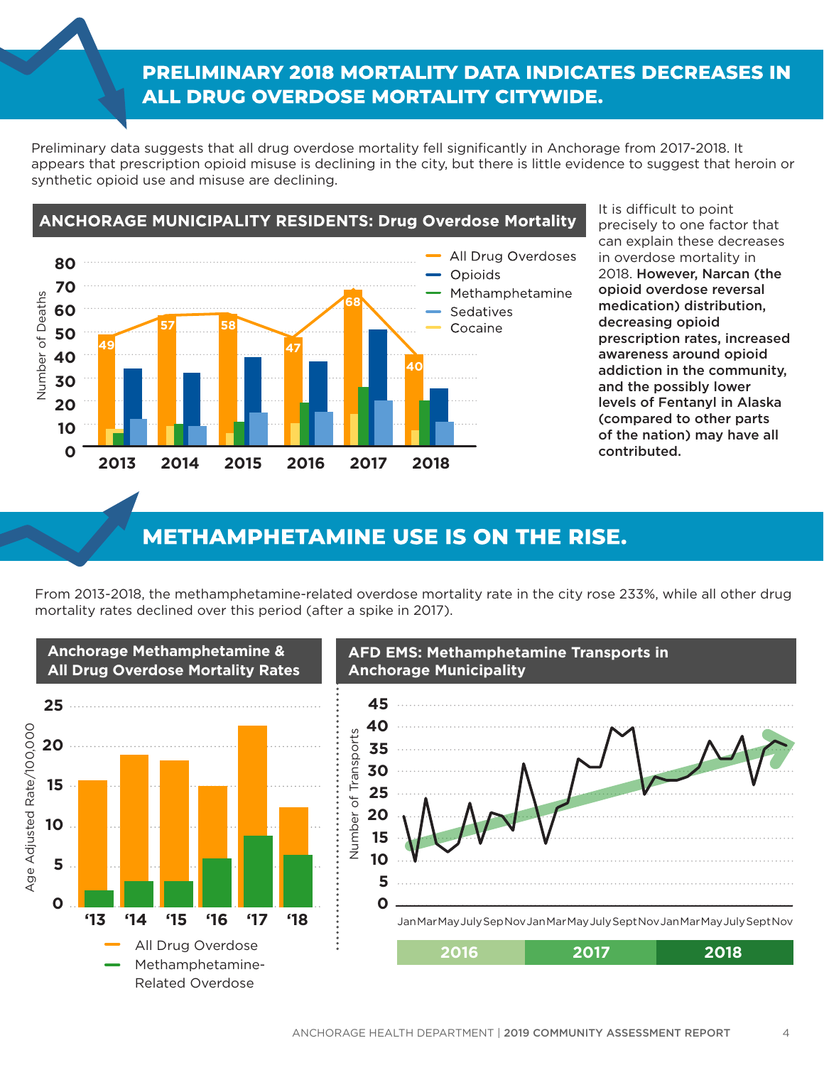## PRELIMINARY 2018 MORTALITY DATA INDICATES DECREASES IN ALL DRUG OVERDOSE MORTALITY CITYWIDE.

Preliminary data suggests that all drug overdose mortality fell significantly in Anchorage from 2017-2018. It appears that prescription opioid misuse is declining in the city, but there is little evidence to suggest that heroin or synthetic opioid use and misuse are declining.

### ANCHORAGE MUNICIPALITY RESIDENTS: Drug Overdose Mortality

| Year | All Drug Overdoses |
| --- | --- |
| 2013 | 49 |
| 2014 | 57 |
| 2015 | 58 |
| 2016 | 47 |
| 2017 | 68 |
| 2018 | 40 |

It is difficult to point precisely to one factor that can explain these decreases in overdose mortality in 2018. **However, Narcan (the opioid overdose reversal medication) distribution, decreasing opioid prescription rates, increased awareness around opioid addiction in the community, and the possibly lower levels of Fentanyl in Alaska (compared to other parts of the nation) may have all contributed.**

## METHAMPHETAMINE USE IS ON THE RISE.

From 2013-2018, the methamphetamine-related overdose mortality rate in the city rose 233%, while all other drug mortality rates declined over this period (after a spike in 2017).

### Anchorage Methamphetamine & All Drug Overdose Mortality Rates

### AFD EMS: Methamphetamine Transports in Anchorage Municipality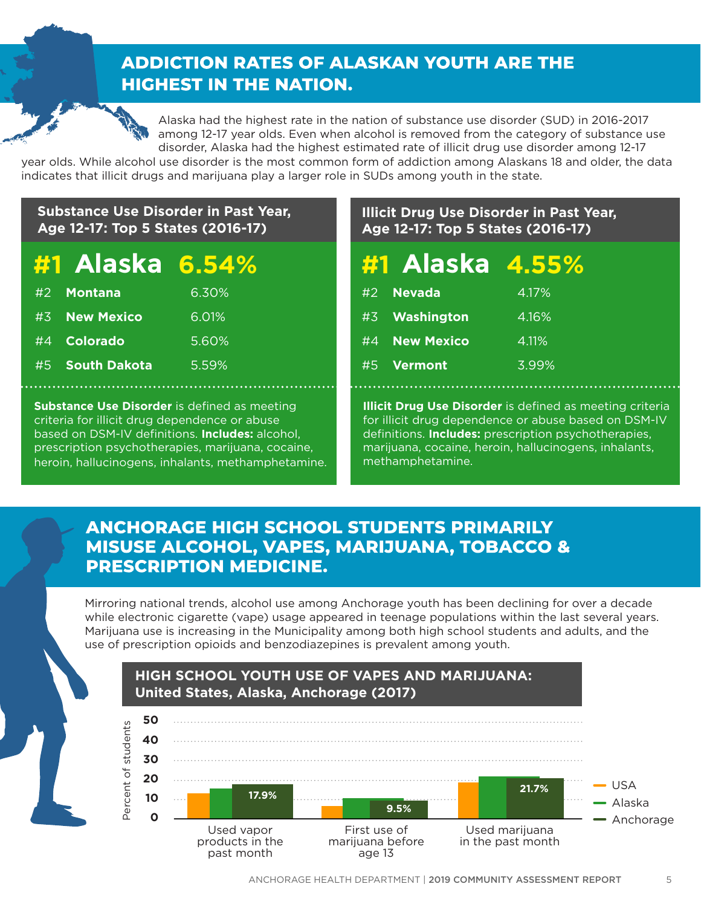## ADDICTION RATES OF ALASKAN YOUTH ARE THE HIGHEST IN THE NATION.

Alaska had the highest rate in the nation of substance use disorder (SUD) in 2016-2017 among 12-17 year olds. Even when alcohol is removed from the category of substance use disorder, Alaska had the highest estimated rate of illicit drug use disorder among 12-17 year olds. While alcohol use disorder is the most common form of addiction among Alaskans 18 and older, the data indicates that illicit drugs and marijuana play a larger role in SUDs among youth in the state.

### Substance Use Disorder in Past Year, Age 12-17: Top 5 States (2016-17)

| Rank | State | Rate |
|---|---|---|
| #1 | **Alaska** | **6.54%** |
| #2 | **Montana** | 6.30% |
| #3 | **New Mexico** | 6.01% |
| #4 | **Colorado** | 5.60% |
| #5 | **South Dakota** | 5.59% |

**Substance Use Disorder** is defined as meeting criteria for illicit drug dependence or abuse based on DSM-IV definitions. **Includes:** alcohol, prescription psychotherapies, marijuana, cocaine, heroin, hallucinogens, inhalants, methamphetamine.

### Illicit Drug Use Disorder in Past Year, Age 12-17: Top 5 States (2016-17)

| Rank | State | Rate |
|---|---|---|
| #1 | **Alaska** | **4.55%** |
| #2 | **Nevada** | 4.17% |
| #3 | **Washington** | 4.16% |
| #4 | **New Mexico** | 4.11% |
| #5 | **Vermont** | 3.99% |

**Illicit Drug Use Disorder** is defined as meeting criteria for illicit drug dependence or abuse based on DSM-IV definitions. **Includes:** prescription psychotherapies, marijuana, cocaine, heroin, hallucinogens, inhalants, methamphetamine.

## ANCHORAGE HIGH SCHOOL STUDENTS PRIMARILY MISUSE ALCOHOL, VAPES, MARIJUANA, TOBACCO & PRESCRIPTION MEDICINE.

Mirroring national trends, alcohol use among Anchorage youth has been declining for over a decade while electronic cigarette (vape) usage appeared in teenage populations within the last several years. Marijuana use is increasing in the Municipality among both high school students and adults, and the use of prescription opioids and benzodiazepines is prevalent among youth.

### HIGH SCHOOL YOUTH USE OF VAPES AND MARIJUANA: United States, Alaska, Anchorage (2017)

| Percent of students | USA | Alaska | Anchorage |
|---|---|---|---|
| Used vapor products in the past month | | | 17.9% |
| First use of marijuana before age 13 | | | 9.5% |
| Used marijuana in the past month | | | 21.7% |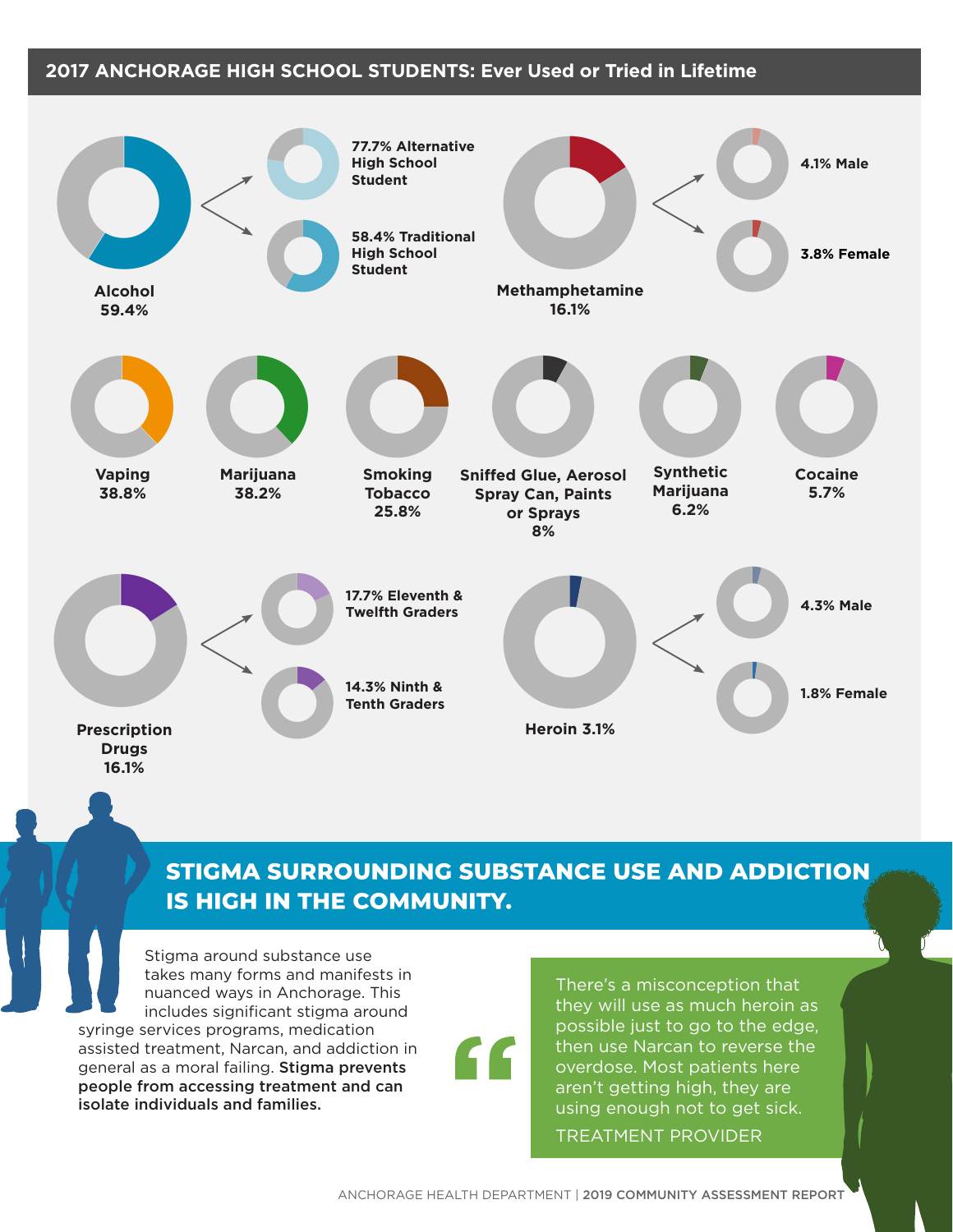## 2017 ANCHORAGE HIGH SCHOOL STUDENTS: Ever Used or Tried in Lifetime

**Alcohol 59.4%**
- 77.7% Alternative High School Student
- 58.4% Traditional High School Student

**Methamphetamine 16.1%**
- 4.1% Male
- 3.8% Female

**Vaping 38.8%**

**Marijuana 38.2%**

**Smoking Tobacco 25.8%**

**Sniffed Glue, Aerosol Spray Can, Paints or Sprays 8%**

**Synthetic Marijuana 6.2%**

**Cocaine 5.7%**

**Prescription Drugs 16.1%**
- 17.7% Eleventh & Twelfth Graders
- 14.3% Ninth & Tenth Graders

**Heroin 3.1%**
- 4.3% Male
- 1.8% Female

## STIGMA SURROUNDING SUBSTANCE USE AND ADDICTION IS HIGH IN THE COMMUNITY.

Stigma around substance use takes many forms and manifests in nuanced ways in Anchorage. This includes significant stigma around syringe services programs, medication assisted treatment, Narcan, and addiction in general as a moral failing. **Stigma prevents people from accessing treatment and can isolate individuals and families.**

> "There's a misconception that they will use as much heroin as possible just to go to the edge, then use Narcan to reverse the overdose. Most patients here aren't getting high, they are using enough not to get sick.
>
> TREATMENT PROVIDER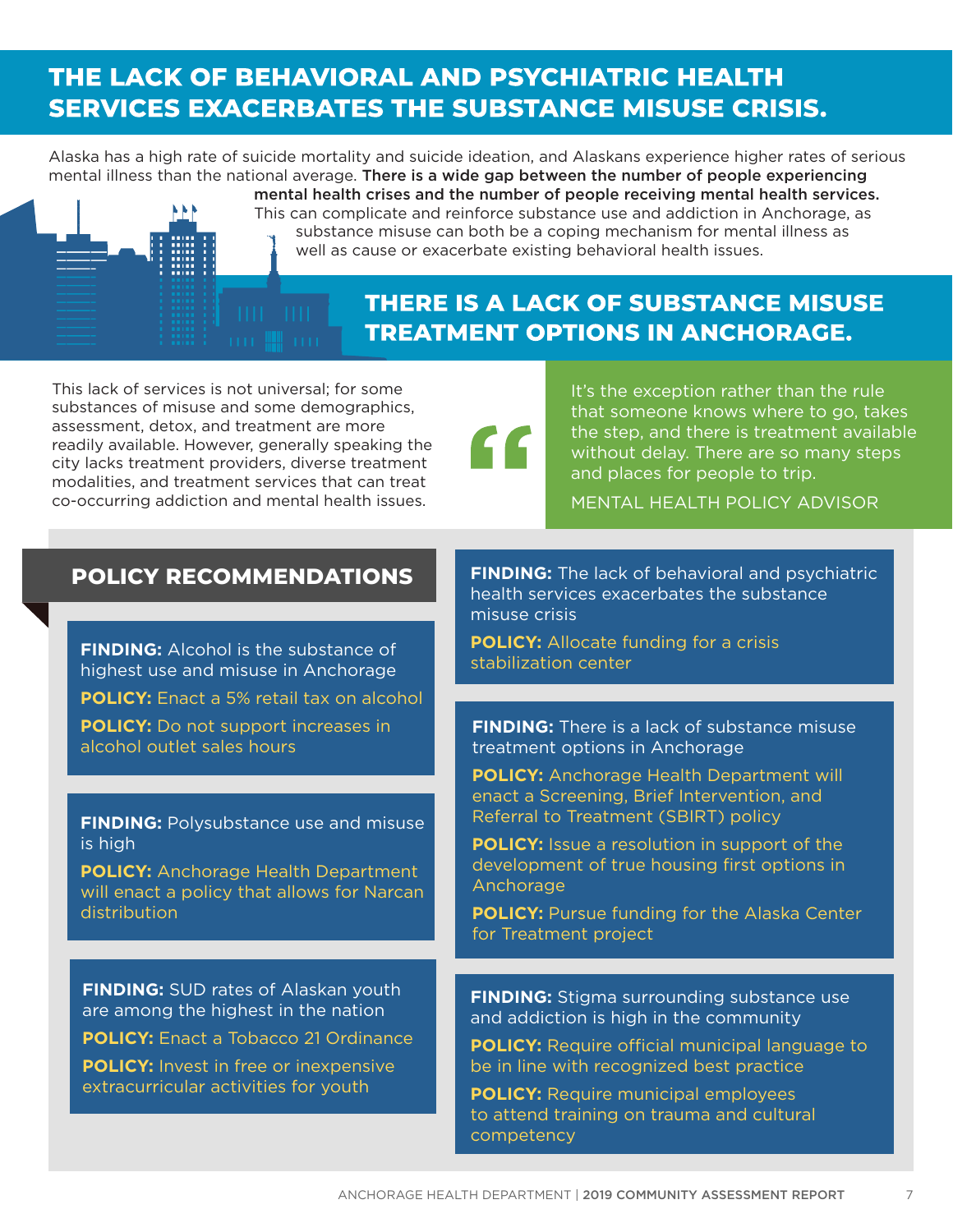## THE LACK OF BEHAVIORAL AND PSYCHIATRIC HEALTH SERVICES EXACERBATES THE SUBSTANCE MISUSE CRISIS.

Alaska has a high rate of suicide mortality and suicide ideation, and Alaskans experience higher rates of serious mental illness than the national average. **There is a wide gap between the number of people experiencing mental health crises and the number of people receiving mental health services.** This can complicate and reinforce substance use and addiction in Anchorage, as substance misuse can both be a coping mechanism for mental illness as well as cause or exacerbate existing behavioral health issues.

## THERE IS A LACK OF SUBSTANCE MISUSE TREATMENT OPTIONS IN ANCHORAGE.

This lack of services is not universal; for some substances of misuse and some demographics, assessment, detox, and treatment are more readily available. However, generally speaking the city lacks treatment providers, diverse treatment modalities, and treatment services that can treat co-occurring addiction and mental health issues.

> It's the exception rather than the rule that someone knows where to go, takes the step, and there is treatment available without delay. There are so many steps and places for people to trip.
>
> MENTAL HEALTH POLICY ADVISOR

### POLICY RECOMMENDATIONS

**FINDING:** Alcohol is the substance of highest use and misuse in Anchorage

**POLICY:** Enact a 5% retail tax on alcohol

**POLICY:** Do not support increases in alcohol outlet sales hours

**FINDING:** Polysubstance use and misuse is high

**POLICY:** Anchorage Health Department will enact a policy that allows for Narcan distribution

**FINDING:** SUD rates of Alaskan youth are among the highest in the nation

**POLICY:** Enact a Tobacco 21 Ordinance

**POLICY:** Invest in free or inexpensive extracurricular activities for youth

**FINDING:** The lack of behavioral and psychiatric health services exacerbates the substance misuse crisis

**POLICY:** Allocate funding for a crisis stabilization center

**FINDING:** There is a lack of substance misuse treatment options in Anchorage

**POLICY:** Anchorage Health Department will enact a Screening, Brief Intervention, and Referral to Treatment (SBIRT) policy

**POLICY:** Issue a resolution in support of the development of true housing first options in Anchorage

**POLICY:** Pursue funding for the Alaska Center for Treatment project

**FINDING:** Stigma surrounding substance use and addiction is high in the community

**POLICY:** Require official municipal language to be in line with recognized best practice

**POLICY:** Require municipal employees to attend training on trauma and cultural competency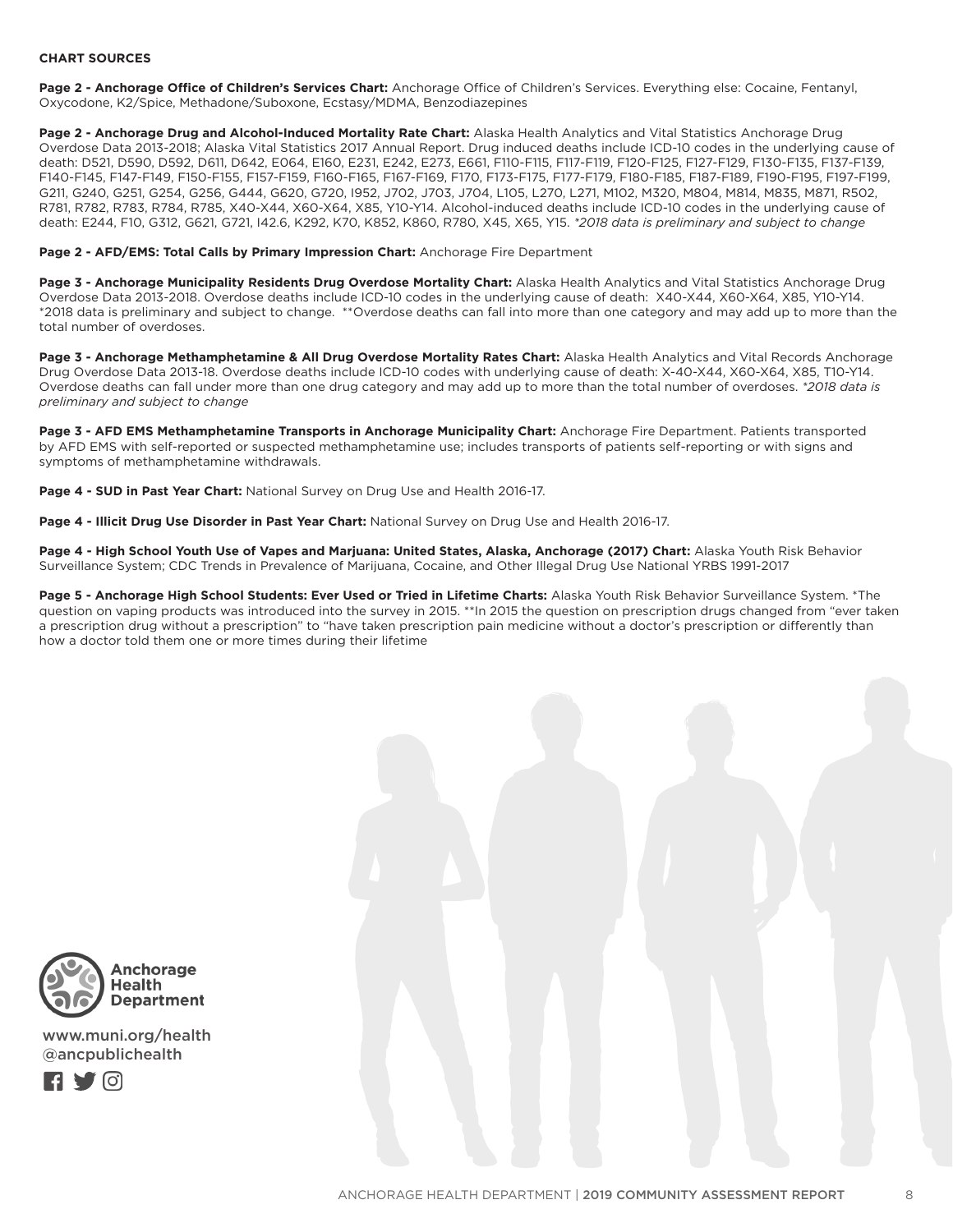**CHART SOURCES**

**Page 2 - Anchorage Office of Children's Services Chart:** Anchorage Office of Children's Services. Everything else: Cocaine, Fentanyl, Oxycodone, K2/Spice, Methadone/Suboxone, Ecstasy/MDMA, Benzodiazepines

**Page 2 - Anchorage Drug and Alcohol-Induced Mortality Rate Chart:** Alaska Health Analytics and Vital Statistics Anchorage Drug Overdose Data 2013-2018; Alaska Vital Statistics 2017 Annual Report. Drug induced deaths include ICD-10 codes in the underlying cause of death: D521, D590, D592, D611, D642, E064, E160, E231, E242, E273, E661, F110-F115, F117-F119, F120-F125, F127-F129, F130-F135, F137-F139, F140-F145, F147-F149, F150-F155, F157-F159, F160-F165, F167-F169, F170, F173-F175, F177-F179, F180-F185, F187-F189, F190-F195, F197-F199, G211, G240, G251, G254, G256, G444, G620, G720, I952, J702, J703, J704, L105, L270, L271, M102, M320, M804, M814, M835, M871, R502, R781, R782, R783, R784, R785, X40-X44, X60-X64, X85, Y10-Y14. Alcohol-induced deaths include ICD-10 codes in the underlying cause of death: E244, F10, G312, G621, G721, I42.6, K292, K70, K852, K860, R780, X45, X65, Y15. *\*2018 data is preliminary and subject to change*

**Page 2 - AFD/EMS: Total Calls by Primary Impression Chart:** Anchorage Fire Department

**Page 3 - Anchorage Municipality Residents Drug Overdose Mortality Chart:** Alaska Health Analytics and Vital Statistics Anchorage Drug Overdose Data 2013-2018. Overdose deaths include ICD-10 codes in the underlying cause of death: X40-X44, X60-X64, X85, Y10-Y14. \*2018 data is preliminary and subject to change. \*\*Overdose deaths can fall into more than one category and may add up to more than the total number of overdoses.

**Page 3 - Anchorage Methamphetamine & All Drug Overdose Mortality Rates Chart:** Alaska Health Analytics and Vital Records Anchorage Drug Overdose Data 2013-18. Overdose deaths include ICD-10 codes with underlying cause of death: X-40-X44, X60-X64, X85, T10-Y14. Overdose deaths can fall under more than one drug category and may add up to more than the total number of overdoses. *\*2018 data is preliminary and subject to change*

**Page 3 - AFD EMS Methamphetamine Transports in Anchorage Municipality Chart:** Anchorage Fire Department. Patients transported by AFD EMS with self-reported or suspected methamphetamine use; includes transports of patients self-reporting or with signs and symptoms of methamphetamine withdrawals.

**Page 4 - SUD in Past Year Chart:** National Survey on Drug Use and Health 2016-17.

**Page 4 - Illicit Drug Use Disorder in Past Year Chart:** National Survey on Drug Use and Health 2016-17.

**Page 4 - High School Youth Use of Vapes and Marjuana: United States, Alaska, Anchorage (2017) Chart:** Alaska Youth Risk Behavior Surveillance System; CDC Trends in Prevalence of Marijuana, Cocaine, and Other Illegal Drug Use National YRBS 1991-2017

**Page 5 - Anchorage High School Students: Ever Used or Tried in Lifetime Charts:** Alaska Youth Risk Behavior Surveillance System. \*The question on vaping products was introduced into the survey in 2015. \*\*In 2015 the question on prescription drugs changed from "ever taken a prescription drug without a prescription" to "have taken prescription pain medicine without a doctor's prescription or differently than how a doctor told them one or more times during their lifetime

Anchorage Health Department

www.muni.org/health
@ancpublichealth